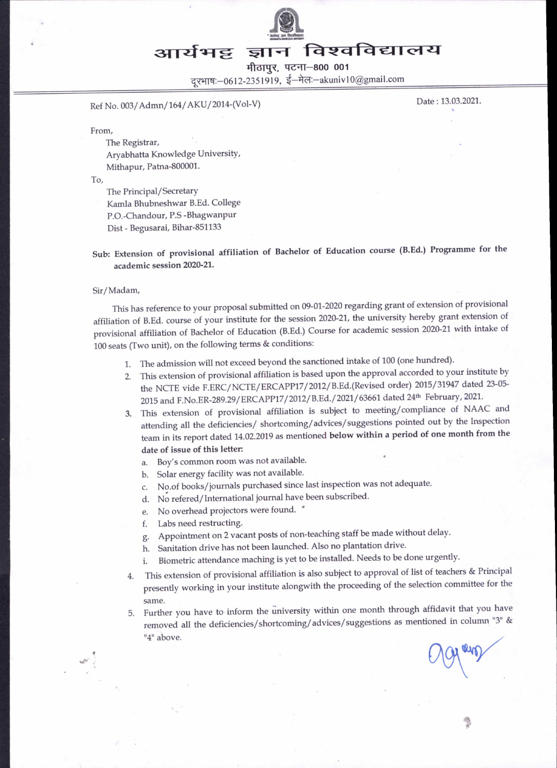# आर्यभट्ट ज्ञान विश्वविद्यालय

मीठापुर, पटना–800 001

दूरभाष:–0612-2351919, ई–मेल:–akuniv10@gmail.com

Ref No. 003/Admn/164/AKU/2014-(Vol-V)

Date : 13.03.2021.

From,

The Registrar,
Aryabhatta Knowledge University,
Mithapur, Patna-800001.

To,

The Principal/Secretary
Kamla Bhubneshwar B.Ed. College
P.O.-Chandour, P.S -Bhagwanpur
Dist - Begusarai, Bihar-851133

**Sub: Extension of provisional affiliation of Bachelor of Education course (B.Ed.) Programme for the academic session 2020-21.**

Sir/Madam,

This has reference to your proposal submitted on 09-01-2020 regarding grant of extension of provisional affiliation of B.Ed. course of your institute for the session 2020-21, the university hereby grant extension of provisional affiliation of Bachelor of Education (B.Ed.) Course for academic session 2020-21 with intake of 100 seats (Two unit), on the following terms & conditions:

1. The admission will not exceed beyond the sanctioned intake of 100 (one hundred).
2. This extension of provisional affiliation is based upon the approval accorded to your institute by the NCTE vide F.ERC/NCTE/ERCAPP17/2012/B.Ed.(Revised order) 2015/31947 dated 23-05-2015 and F.No.ER-289.29/ERCAPP17/2012/B.Ed./2021/63661 dated 24th February, 2021.
3. This extension of provisional affiliation is subject to meeting/compliance of NAAC and attending all the deficiencies/ shortcoming/advices/suggestions pointed out by the Inspection team in its report dated 14.02.2019 as mentioned **below within a period of one month from the date of issue of this letter:**
   a. Boy's common room was not available.
   b. Solar energy facility was not available.
   c. No.of books/journals purchased since last inspection was not adequate.
   d. No refered/International journal have been subscribed.
   e. No overhead projectors were found.
   f. Labs need restructing.
   g. Appointment on 2 vacant posts of non-teaching staff be made without delay.
   h. Sanitation drive has not been launched. Also no plantation drive.
   i. Biometric attendance maching is yet to be installed. Needs to be done urgently.
4. This extension of provisional affiliation is also subject to approval of list of teachers & Principal presently working in your institute alongwith the proceeding of the selection committee for the same.
5. Further you have to inform the university within one month through affidavit that you have removed all the deficiencies/shortcoming/advices/suggestions as mentioned in column "3" & "4" above.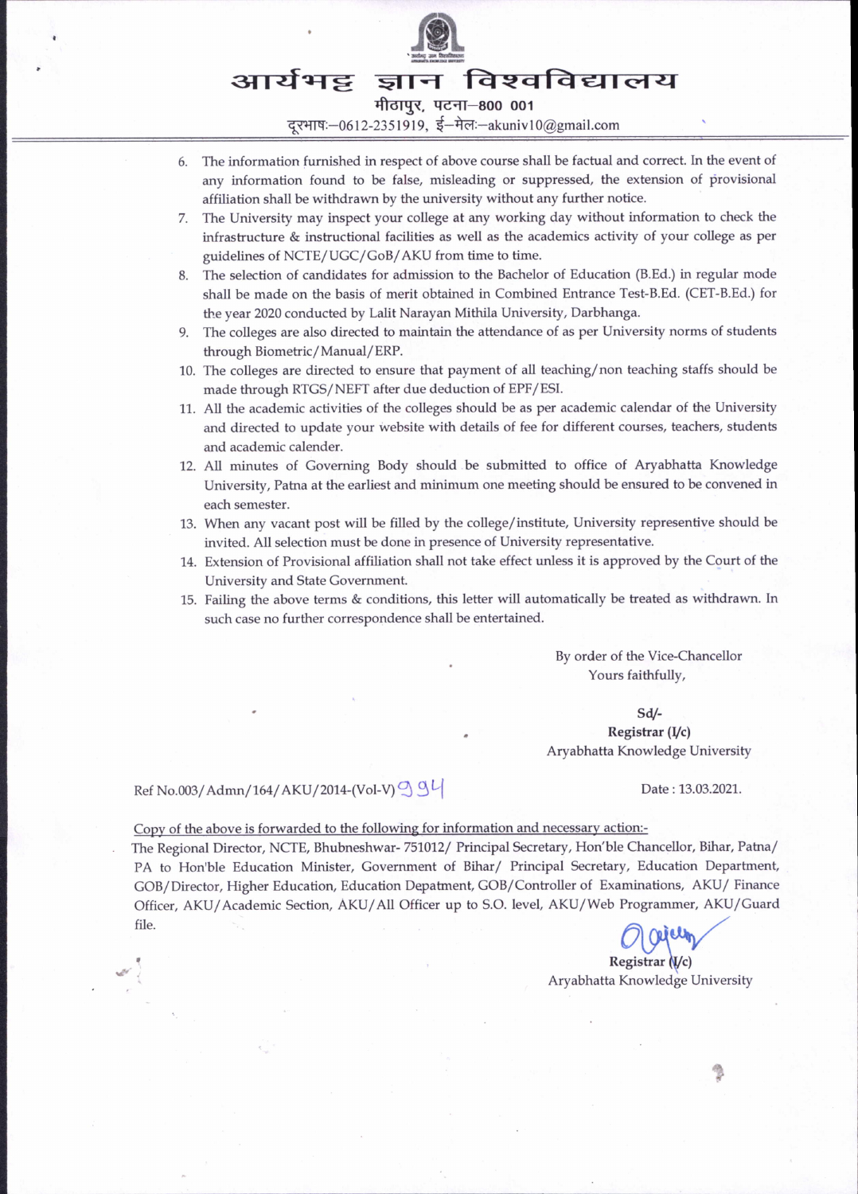# आर्यभट्ट ज्ञान विश्वविद्यालय

मीठापुर, पटना–800 001

दूरभाष:–0612-2351919, ई–मेल:–akuniv10@gmail.com

6. The information furnished in respect of above course shall be factual and correct. In the event of any information found to be false, misleading or suppressed, the extension of provisional affiliation shall be withdrawn by the university without any further notice.
7. The University may inspect your college at any working day without information to check the infrastructure & instructional facilities as well as the academics activity of your college as per guidelines of NCTE/UGC/GoB/AKU from time to time.
8. The selection of candidates for admission to the Bachelor of Education (B.Ed.) in regular mode shall be made on the basis of merit obtained in Combined Entrance Test-B.Ed. (CET-B.Ed.) for the year 2020 conducted by Lalit Narayan Mithila University, Darbhanga.
9. The colleges are also directed to maintain the attendance of as per University norms of students through Biometric/Manual/ERP.
10. The colleges are directed to ensure that payment of all teaching/non teaching staffs should be made through RTGS/NEFT after due deduction of EPF/ESI.
11. All the academic activities of the colleges should be as per academic calendar of the University and directed to update your website with details of fee for different courses, teachers, students and academic calender.
12. All minutes of Governing Body should be submitted to office of Aryabhatta Knowledge University, Patna at the earliest and minimum one meeting should be ensured to be convened in each semester.
13. When any vacant post will be filled by the college/institute, University representive should be invited. All selection must be done in presence of University representative.
14. Extension of Provisional affiliation shall not take effect unless it is approved by the Court of the University and State Government.
15. Failing the above terms & conditions, this letter will automatically be treated as withdrawn. In such case no further correspondence shall be entertained.

By order of the Vice-Chancellor
Yours faithfully,

Sd/-
**Registrar (I/c)**
Aryabhatta Knowledge University

Ref No.003/Admn/164/AKU/2014-(Vol-V) 994

Date : 13.03.2021.

Copy of the above is forwarded to the following for information and necessary action:-

The Regional Director, NCTE, Bhubneshwar- 751012/ Principal Secretary, Hon'ble Chancellor, Bihar, Patna/ PA to Hon'ble Education Minister, Government of Bihar/ Principal Secretary, Education Department, GOB/Director, Higher Education, Education Depatment, GOB/Controller of Examinations, AKU/ Finance Officer, AKU/Academic Section, AKU/All Officer up to S.O. level, AKU/Web Programmer, AKU/Guard file.

**Registrar (I/c)**
Aryabhatta Knowledge University